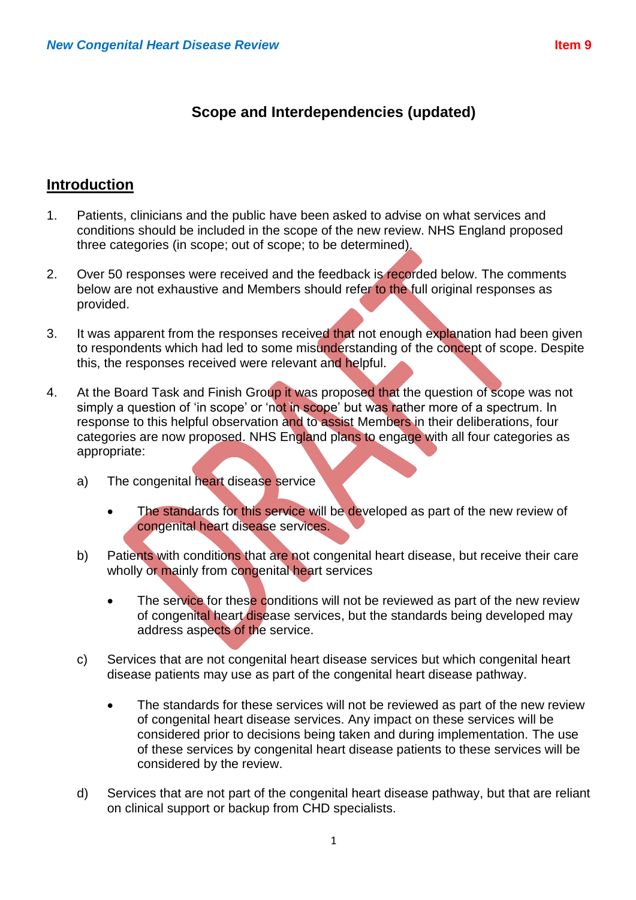## Scope and Interdependencies (updated)

## Introduction

1. Patients, clinicians and the public have been asked to advise on what services and conditions should be included in the scope of the new review. NHS England proposed three categories (in scope; out of scope; to be determined).

2. Over 50 responses were received and the feedback is recorded below. The comments below are not exhaustive and Members should refer to the full original responses as provided.

3. It was apparent from the responses received that not enough explanation had been given to respondents which had led to some misunderstanding of the concept of scope. Despite this, the responses received were relevant and helpful.

4. At the Board Task and Finish Group it was proposed that the question of scope was not simply a question of 'in scope' or 'not in scope' but was rather more of a spectrum. In response to this helpful observation and to assist Members in their deliberations, four categories are now proposed. NHS England plans to engage with all four categories as appropriate:

   a) The congenital heart disease service

      - The standards for this service will be developed as part of the new review of congenital heart disease services.

   b) Patients with conditions that are not congenital heart disease, but receive their care wholly or mainly from congenital heart services

      - The service for these conditions will not be reviewed as part of the new review of congenital heart disease services, but the standards being developed may address aspects of the service.

   c) Services that are not congenital heart disease services but which congenital heart disease patients may use as part of the congenital heart disease pathway.

      - The standards for these services will not be reviewed as part of the new review of congenital heart disease services. Any impact on these services will be considered prior to decisions being taken and during implementation. The use of these services by congenital heart disease patients to these services will be considered by the review.

   d) Services that are not part of the congenital heart disease pathway, but that are reliant on clinical support or backup from CHD specialists.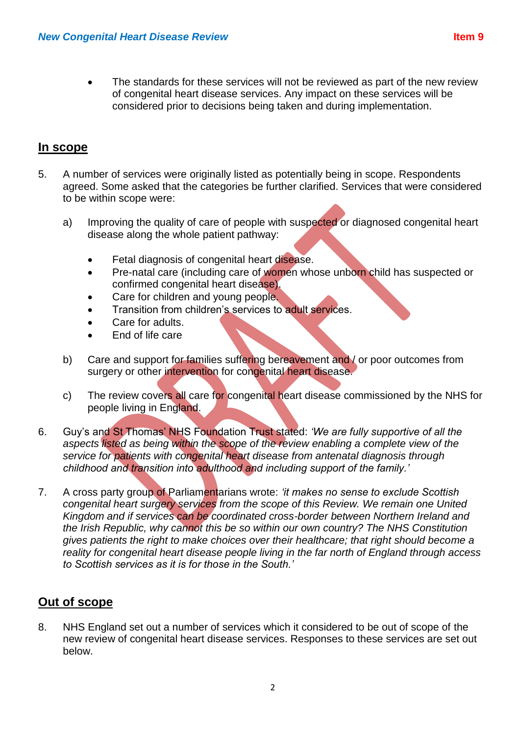- The standards for these services will not be reviewed as part of the new review of congenital heart disease services. Any impact on these services will be considered prior to decisions being taken and during implementation.

## In scope

5. A number of services were originally listed as potentially being in scope. Respondents agreed. Some asked that the categories be further clarified. Services that were considered to be within scope were:

   a) Improving the quality of care of people with suspected or diagnosed congenital heart disease along the whole patient pathway:

      - Fetal diagnosis of congenital heart disease.
      - Pre-natal care (including care of women whose unborn child has suspected or confirmed congenital heart disease).
      - Care for children and young people.
      - Transition from children's services to adult services.
      - Care for adults.
      - End of life care

   b) Care and support for families suffering bereavement and / or poor outcomes from surgery or other intervention for congenital heart disease.

   c) The review covers all care for congenital heart disease commissioned by the NHS for people living in England.

6. Guy's and St Thomas' NHS Foundation Trust stated: *'We are fully supportive of all the aspects listed as being within the scope of the review enabling a complete view of the service for patients with congenital heart disease from antenatal diagnosis through childhood and transition into adulthood and including support of the family.'*

7. A cross party group of Parliamentarians wrote: *'it makes no sense to exclude Scottish congenital heart surgery services from the scope of this Review. We remain one United Kingdom and if services can be coordinated cross-border between Northern Ireland and the Irish Republic, why cannot this be so within our own country? The NHS Constitution gives patients the right to make choices over their healthcare; that right should become a reality for congenital heart disease people living in the far north of England through access to Scottish services as it is for those in the South.'*

## Out of scope

8. NHS England set out a number of services which it considered to be out of scope of the new review of congenital heart disease services. Responses to these services are set out below.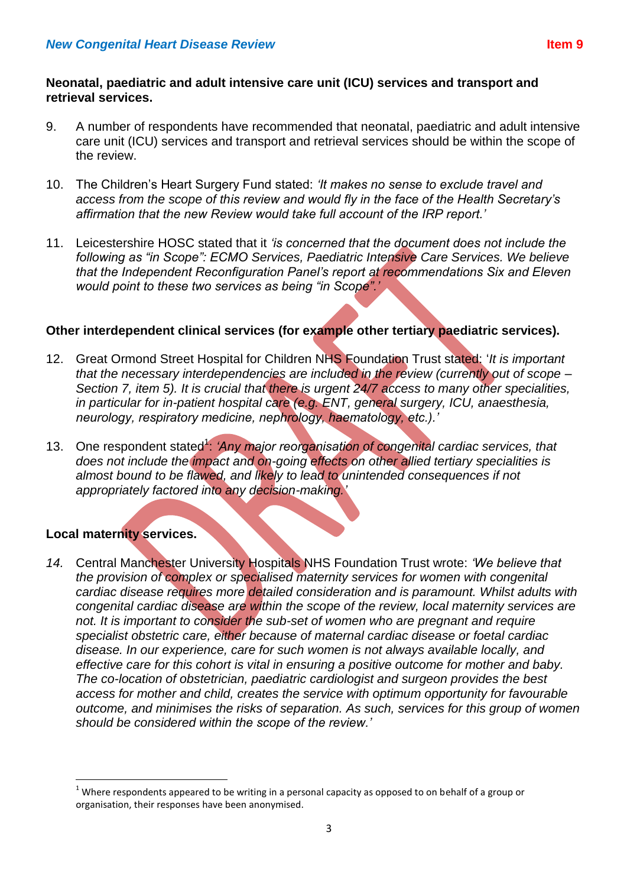**Neonatal, paediatric and adult intensive care unit (ICU) services and transport and retrieval services.**

9. A number of respondents have recommended that neonatal, paediatric and adult intensive care unit (ICU) services and transport and retrieval services should be within the scope of the review.

10. The Children's Heart Surgery Fund stated: *'It makes no sense to exclude travel and access from the scope of this review and would fly in the face of the Health Secretary's affirmation that the new Review would take full account of the IRP report.'*

11. Leicestershire HOSC stated that it *'is concerned that the document does not include the following as "in Scope": ECMO Services, Paediatric Intensive Care Services. We believe that the Independent Reconfiguration Panel's report at recommendations Six and Eleven would point to these two services as being "in Scope".'*

**Other interdependent clinical services (for example other tertiary paediatric services).**

12. Great Ormond Street Hospital for Children NHS Foundation Trust stated: '*It is important that the necessary interdependencies are included in the review (currently out of scope – Section 7, item 5). It is crucial that there is urgent 24/7 access to many other specialities, in particular for in-patient hospital care (e.g. ENT, general surgery, ICU, anaesthesia, neurology, respiratory medicine, nephrology, haematology, etc.).'*

13. One respondent stated[1]: *'Any major reorganisation of congenital cardiac services, that does not include the impact and on-going effects on other allied tertiary specialities is almost bound to be flawed, and likely to lead to unintended consequences if not appropriately factored into any decision-making.'*

**Local maternity services.**

14. Central Manchester University Hospitals NHS Foundation Trust wrote: *'We believe that the provision of complex or specialised maternity services for women with congenital cardiac disease requires more detailed consideration and is paramount. Whilst adults with congenital cardiac disease are within the scope of the review, local maternity services are not. It is important to consider the sub-set of women who are pregnant and require specialist obstetric care, either because of maternal cardiac disease or foetal cardiac disease. In our experience, care for such women is not always available locally, and effective care for this cohort is vital in ensuring a positive outcome for mother and baby. The co-location of obstetrician, paediatric cardiologist and surgeon provides the best access for mother and child, creates the service with optimum opportunity for favourable outcome, and minimises the risks of separation. As such, services for this group of women should be considered within the scope of the review.'*

---

[1] Where respondents appeared to be writing in a personal capacity as opposed to on behalf of a group or organisation, their responses have been anonymised.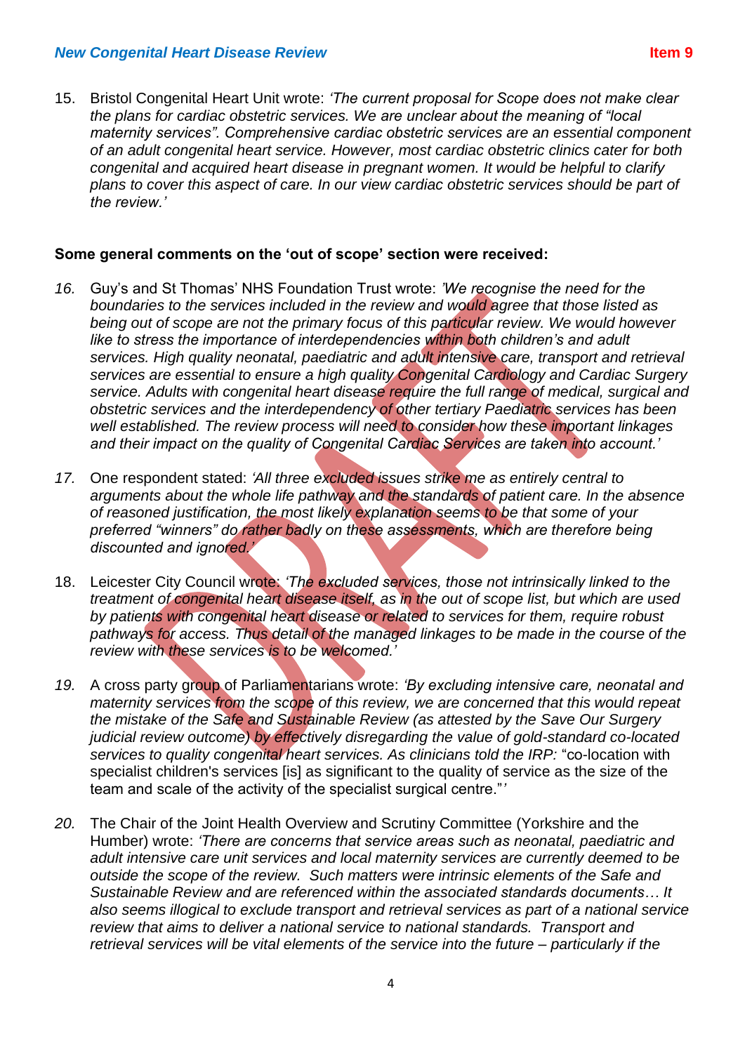15. Bristol Congenital Heart Unit wrote: *'The current proposal for Scope does not make clear the plans for cardiac obstetric services. We are unclear about the meaning of "local maternity services". Comprehensive cardiac obstetric services are an essential component of an adult congenital heart service. However, most cardiac obstetric clinics cater for both congenital and acquired heart disease in pregnant women. It would be helpful to clarify plans to cover this aspect of care. In our view cardiac obstetric services should be part of the review.'*

**Some general comments on the 'out of scope' section were received:**

16. Guy's and St Thomas' NHS Foundation Trust wrote: *'We recognise the need for the boundaries to the services included in the review and would agree that those listed as being out of scope are not the primary focus of this particular review. We would however like to stress the importance of interdependencies within both children's and adult services. High quality neonatal, paediatric and adult intensive care, transport and retrieval services are essential to ensure a high quality Congenital Cardiology and Cardiac Surgery service. Adults with congenital heart disease require the full range of medical, surgical and obstetric services and the interdependency of other tertiary Paediatric services has been well established. The review process will need to consider how these important linkages and their impact on the quality of Congenital Cardiac Services are taken into account.'*

17. One respondent stated: *'All three excluded issues strike me as entirely central to arguments about the whole life pathway and the standards of patient care. In the absence of reasoned justification, the most likely explanation seems to be that some of your preferred "winners" do rather badly on these assessments, which are therefore being discounted and ignored.'*

18. Leicester City Council wrote: *'The excluded services, those not intrinsically linked to the treatment of congenital heart disease itself, as in the out of scope list, but which are used by patients with congenital heart disease or related to services for them, require robust pathways for access. Thus detail of the managed linkages to be made in the course of the review with these services is to be welcomed.'*

19. A cross party group of Parliamentarians wrote: *'By excluding intensive care, neonatal and maternity services from the scope of this review, we are concerned that this would repeat the mistake of the Safe and Sustainable Review (as attested by the Save Our Surgery judicial review outcome) by effectively disregarding the value of gold-standard co-located services to quality congenital heart services. As clinicians told the IRP:* "co-location with specialist children's services [is] as significant to the quality of service as the size of the team and scale of the activity of the specialist surgical centre."*'*

20. The Chair of the Joint Health Overview and Scrutiny Committee (Yorkshire and the Humber) wrote: *'There are concerns that service areas such as neonatal, paediatric and adult intensive care unit services and local maternity services are currently deemed to be outside the scope of the review. Such matters were intrinsic elements of the Safe and Sustainable Review and are referenced within the associated standards documents… It also seems illogical to exclude transport and retrieval services as part of a national service review that aims to deliver a national service to national standards. Transport and retrieval services will be vital elements of the service into the future – particularly if the*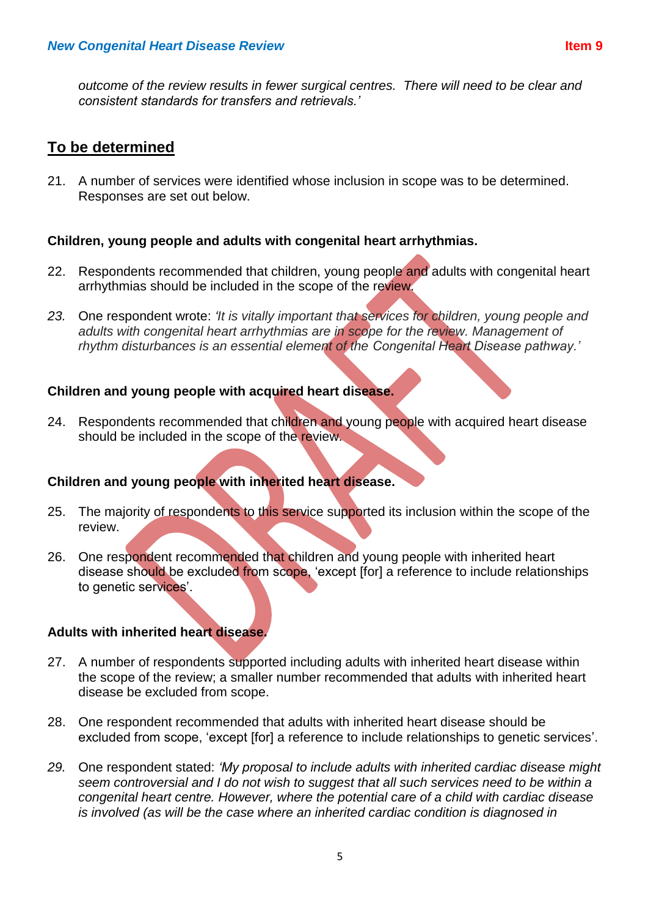*outcome of the review results in fewer surgical centres. There will need to be clear and consistent standards for transfers and retrievals.'*

## To be determined

21. A number of services were identified whose inclusion in scope was to be determined. Responses are set out below.

**Children, young people and adults with congenital heart arrhythmias.**

22. Respondents recommended that children, young people and adults with congenital heart arrhythmias should be included in the scope of the review.

23. One respondent wrote: *'It is vitally important that services for children, young people and adults with congenital heart arrhythmias are in scope for the review. Management of rhythm disturbances is an essential element of the Congenital Heart Disease pathway.'*

**Children and young people with acquired heart disease.**

24. Respondents recommended that children and young people with acquired heart disease should be included in the scope of the review.

**Children and young people with inherited heart disease.**

25. The majority of respondents to this service supported its inclusion within the scope of the review.

26. One respondent recommended that children and young people with inherited heart disease should be excluded from scope, 'except [for] a reference to include relationships to genetic services'.

**Adults with inherited heart disease.**

27. A number of respondents supported including adults with inherited heart disease within the scope of the review; a smaller number recommended that adults with inherited heart disease be excluded from scope.

28. One respondent recommended that adults with inherited heart disease should be excluded from scope, 'except [for] a reference to include relationships to genetic services'.

29. One respondent stated: *'My proposal to include adults with inherited cardiac disease might seem controversial and I do not wish to suggest that all such services need to be within a congenital heart centre. However, where the potential care of a child with cardiac disease is involved (as will be the case where an inherited cardiac condition is diagnosed in*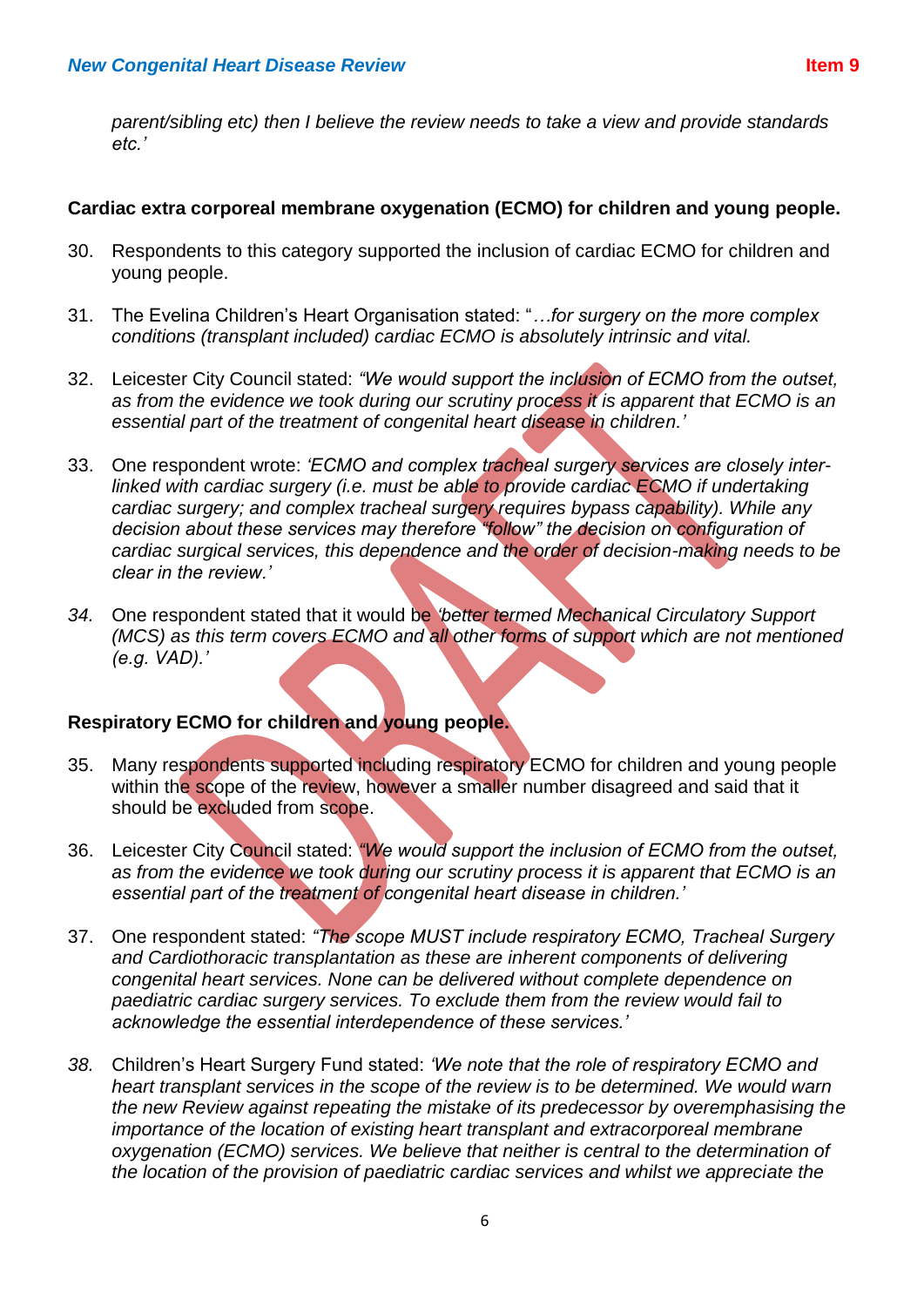*parent/sibling etc) then I believe the review needs to take a view and provide standards etc.'*

**Cardiac extra corporeal membrane oxygenation (ECMO) for children and young people.**

30. Respondents to this category supported the inclusion of cardiac ECMO for children and young people.

31. The Evelina Children's Heart Organisation stated: "*…for surgery on the more complex conditions (transplant included) cardiac ECMO is absolutely intrinsic and vital.*

32. Leicester City Council stated: *"We would support the inclusion of ECMO from the outset, as from the evidence we took during our scrutiny process it is apparent that ECMO is an essential part of the treatment of congenital heart disease in children.'*

33. One respondent wrote: *'ECMO and complex tracheal surgery services are closely inter-linked with cardiac surgery (i.e. must be able to provide cardiac ECMO if undertaking cardiac surgery; and complex tracheal surgery requires bypass capability). While any decision about these services may therefore "follow" the decision on configuration of cardiac surgical services, this dependence and the order of decision-making needs to be clear in the review.'*

34. One respondent stated that it would be *'better termed Mechanical Circulatory Support (MCS) as this term covers ECMO and all other forms of support which are not mentioned (e.g. VAD).'*

**Respiratory ECMO for children and young people.**

35. Many respondents supported including respiratory ECMO for children and young people within the scope of the review, however a smaller number disagreed and said that it should be excluded from scope.

36. Leicester City Council stated: *"We would support the inclusion of ECMO from the outset, as from the evidence we took during our scrutiny process it is apparent that ECMO is an essential part of the treatment of congenital heart disease in children.'*

37. One respondent stated: *"The scope MUST include respiratory ECMO, Tracheal Surgery and Cardiothoracic transplantation as these are inherent components of delivering congenital heart services. None can be delivered without complete dependence on paediatric cardiac surgery services. To exclude them from the review would fail to acknowledge the essential interdependence of these services.'*

38. Children's Heart Surgery Fund stated: *'We note that the role of respiratory ECMO and heart transplant services in the scope of the review is to be determined. We would warn the new Review against repeating the mistake of its predecessor by overemphasising the importance of the location of existing heart transplant and extracorporeal membrane oxygenation (ECMO) services. We believe that neither is central to the determination of the location of the provision of paediatric cardiac services and whilst we appreciate the*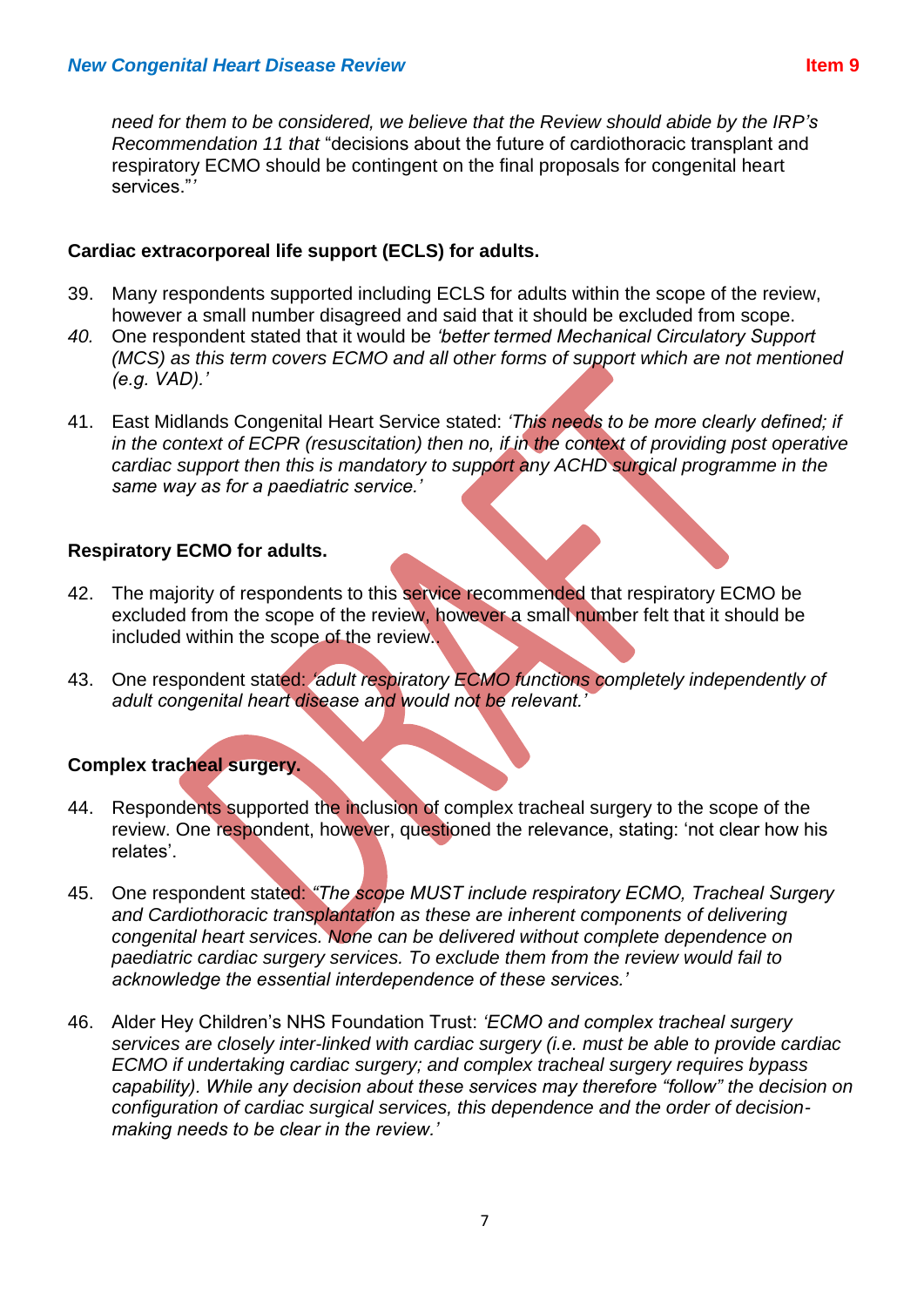*need for them to be considered, we believe that the Review should abide by the IRP's Recommendation 11 that* "decisions about the future of cardiothoracic transplant and respiratory ECMO should be contingent on the final proposals for congenital heart services."*'*

**Cardiac extracorporeal life support (ECLS) for adults.**

39. Many respondents supported including ECLS for adults within the scope of the review, however a small number disagreed and said that it should be excluded from scope.
40. One respondent stated that it would be *'better termed Mechanical Circulatory Support (MCS) as this term covers ECMO and all other forms of support which are not mentioned (e.g. VAD).'*

41. East Midlands Congenital Heart Service stated: *'This needs to be more clearly defined; if in the context of ECPR (resuscitation) then no, if in the context of providing post operative cardiac support then this is mandatory to support any ACHD surgical programme in the same way as for a paediatric service.'*

**Respiratory ECMO for adults.**

42. The majority of respondents to this service recommended that respiratory ECMO be excluded from the scope of the review, however a small number felt that it should be included within the scope of the review..

43. One respondent stated: *'adult respiratory ECMO functions completely independently of adult congenital heart disease and would not be relevant.'*

**Complex tracheal surgery.**

44. Respondents supported the inclusion of complex tracheal surgery to the scope of the review. One respondent, however, questioned the relevance, stating: 'not clear how his relates'.

45. One respondent stated: *"The scope MUST include respiratory ECMO, Tracheal Surgery and Cardiothoracic transplantation as these are inherent components of delivering congenital heart services. None can be delivered without complete dependence on paediatric cardiac surgery services. To exclude them from the review would fail to acknowledge the essential interdependence of these services.'*

46. Alder Hey Children's NHS Foundation Trust: *'ECMO and complex tracheal surgery services are closely inter-linked with cardiac surgery (i.e. must be able to provide cardiac ECMO if undertaking cardiac surgery; and complex tracheal surgery requires bypass capability). While any decision about these services may therefore "follow" the decision on configuration of cardiac surgical services, this dependence and the order of decision-making needs to be clear in the review.'*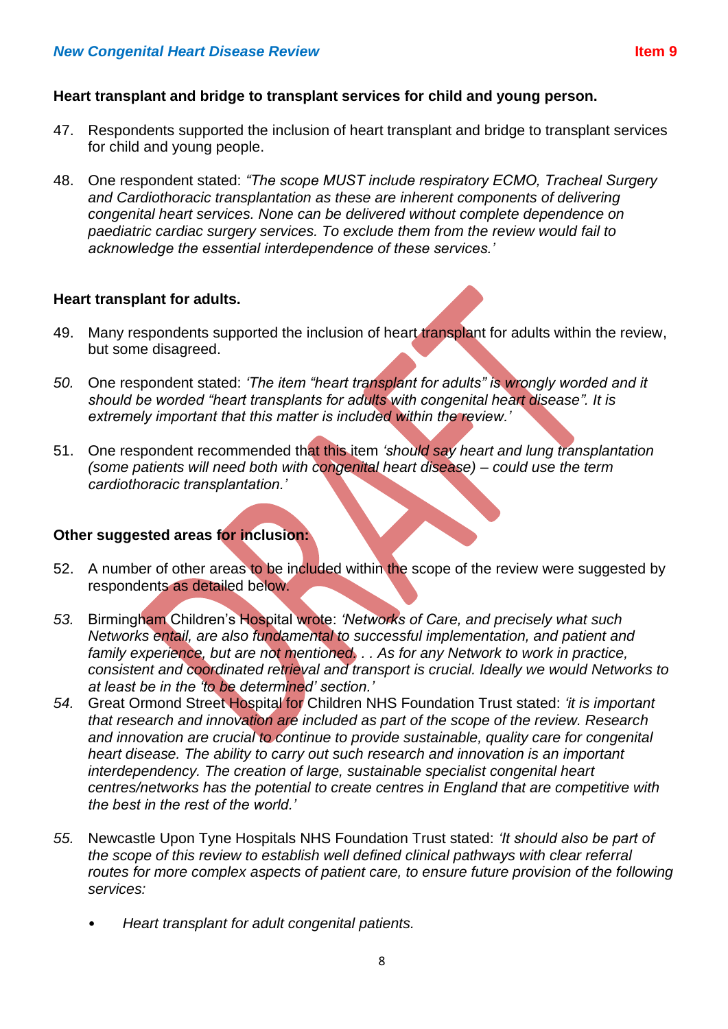**Heart transplant and bridge to transplant services for child and young person.**

47. Respondents supported the inclusion of heart transplant and bridge to transplant services for child and young people.

48. One respondent stated: *"The scope MUST include respiratory ECMO, Tracheal Surgery and Cardiothoracic transplantation as these are inherent components of delivering congenital heart services. None can be delivered without complete dependence on paediatric cardiac surgery services. To exclude them from the review would fail to acknowledge the essential interdependence of these services.'*

**Heart transplant for adults.**

49. Many respondents supported the inclusion of heart transplant for adults within the review, but some disagreed.

*50.* One respondent stated: *'The item "heart transplant for adults" is wrongly worded and it should be worded "heart transplants for adults with congenital heart disease". It is extremely important that this matter is included within the review.'*

51. One respondent recommended that this item *'should say heart and lung transplantation (some patients will need both with congenital heart disease) – could use the term cardiothoracic transplantation.'*

**Other suggested areas for inclusion:**

52. A number of other areas to be included within the scope of the review were suggested by respondents as detailed below.

*53.* Birmingham Children's Hospital wrote: *'Networks of Care, and precisely what such Networks entail, are also fundamental to successful implementation, and patient and family experience, but are not mentioned. . . As for any Network to work in practice, consistent and coordinated retrieval and transport is crucial. Ideally we would Networks to at least be in the 'to be determined' section.'*

*54.* Great Ormond Street Hospital for Children NHS Foundation Trust stated: *'it is important that research and innovation are included as part of the scope of the review. Research and innovation are crucial to continue to provide sustainable, quality care for congenital heart disease. The ability to carry out such research and innovation is an important interdependency. The creation of large, sustainable specialist congenital heart centres/networks has the potential to create centres in England that are competitive with the best in the rest of the world.'*

*55.* Newcastle Upon Tyne Hospitals NHS Foundation Trust stated: *'It should also be part of the scope of this review to establish well defined clinical pathways with clear referral routes for more complex aspects of patient care, to ensure future provision of the following services:*

- *Heart transplant for adult congenital patients.*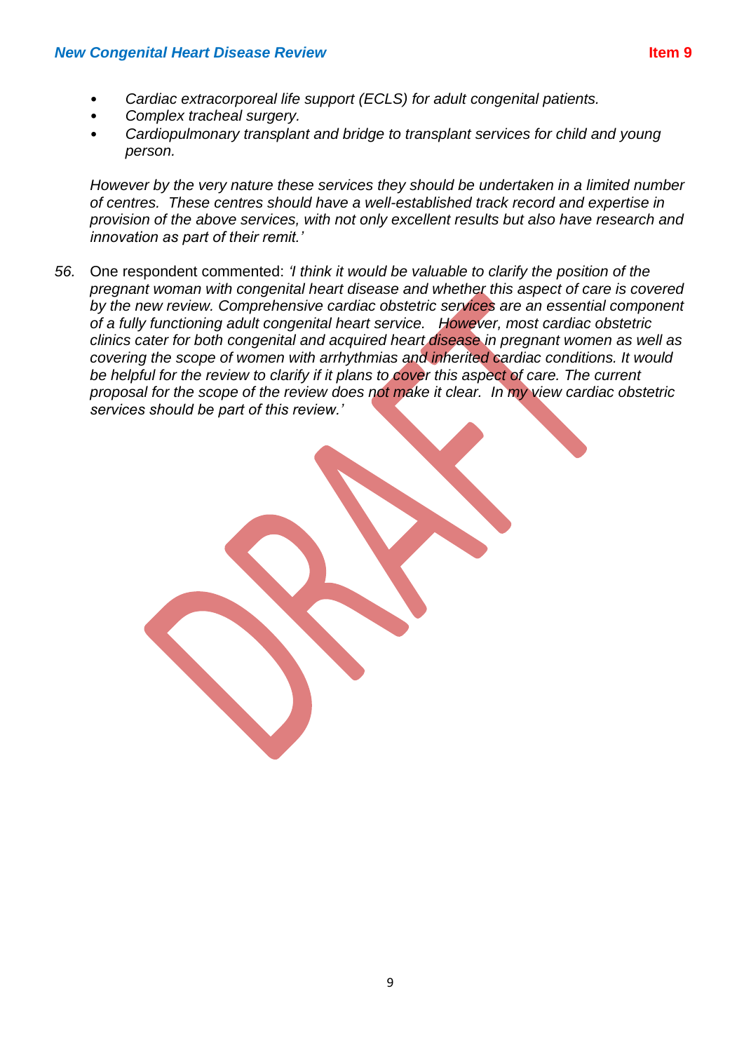- *Cardiac extracorporeal life support (ECLS) for adult congenital patients.*
- *Complex tracheal surgery.*
- *Cardiopulmonary transplant and bridge to transplant services for child and young person.*

*However by the very nature these services they should be undertaken in a limited number of centres. These centres should have a well-established track record and expertise in provision of the above services, with not only excellent results but also have research and innovation as part of their remit.'*

*56.* One respondent commented: *'I think it would be valuable to clarify the position of the pregnant woman with congenital heart disease and whether this aspect of care is covered by the new review. Comprehensive cardiac obstetric services are an essential component of a fully functioning adult congenital heart service. However, most cardiac obstetric clinics cater for both congenital and acquired heart disease in pregnant women as well as covering the scope of women with arrhythmias and inherited cardiac conditions. It would be helpful for the review to clarify if it plans to cover this aspect of care. The current proposal for the scope of the review does not make it clear. In my view cardiac obstetric services should be part of this review.'*